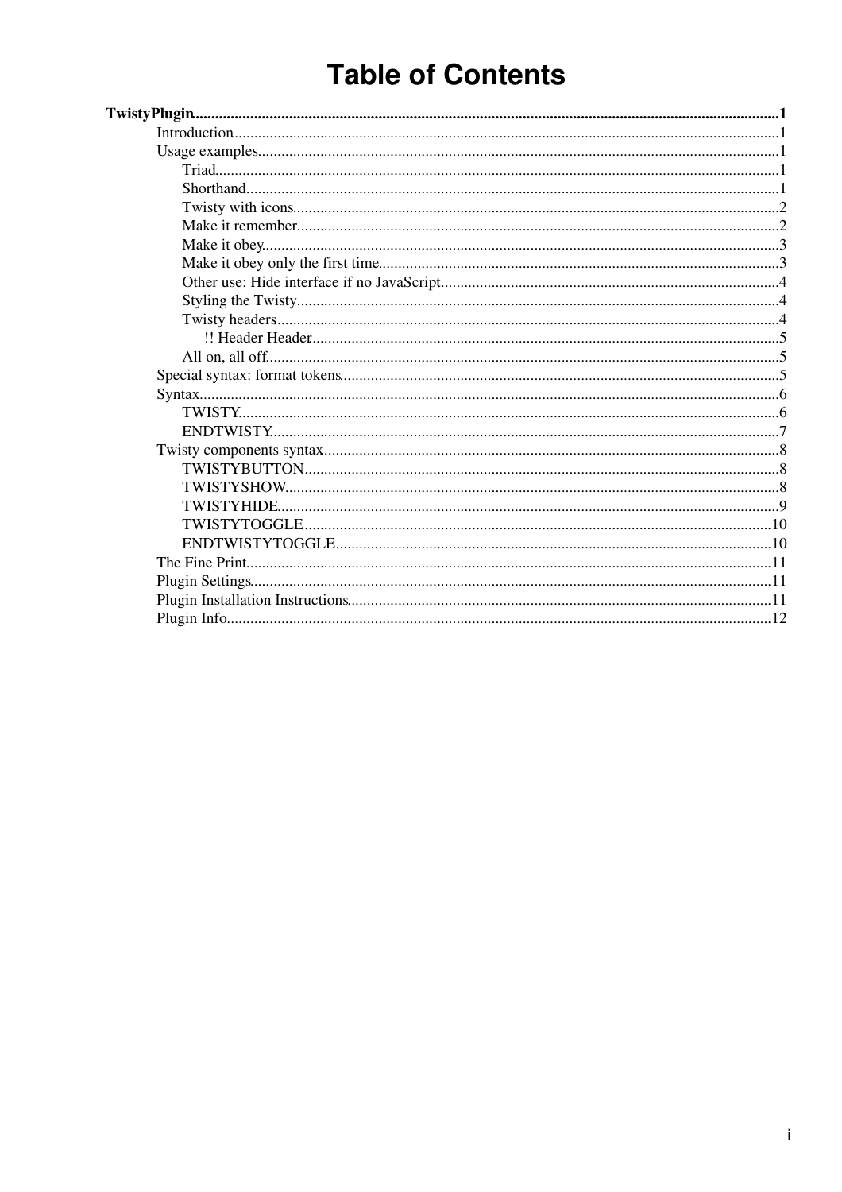# Table of Contents

- **TwistyPlugin** ... 1
  - Introduction ... 1
  - Usage examples ... 1
    - Triad ... 1
    - Shorthand ... 1
    - Twisty with icons ... 2
    - Make it remember ... 2
    - Make it obey ... 3
    - Make it obey only the first time ... 3
    - Other use: Hide interface if no JavaScript ... 4
    - Styling the Twisty ... 4
    - Twisty headers ... 4
      - !! Header Header ... 5
    - All on, all off ... 5
  - Special syntax: format tokens ... 5
  - Syntax ... 6
    - TWISTY ... 6
    - ENDTWISTY ... 7
  - Twisty components syntax ... 8
    - TWISTYBUTTON ... 8
    - TWISTYSHOW ... 8
    - TWISTYHIDE ... 9
    - TWISTYTOGGLE ... 10
    - ENDTWISTYTOGGLE ... 10
  - The Fine Print ... 11
  - Plugin Settings ... 11
  - Plugin Installation Instructions ... 11
  - Plugin Info ... 12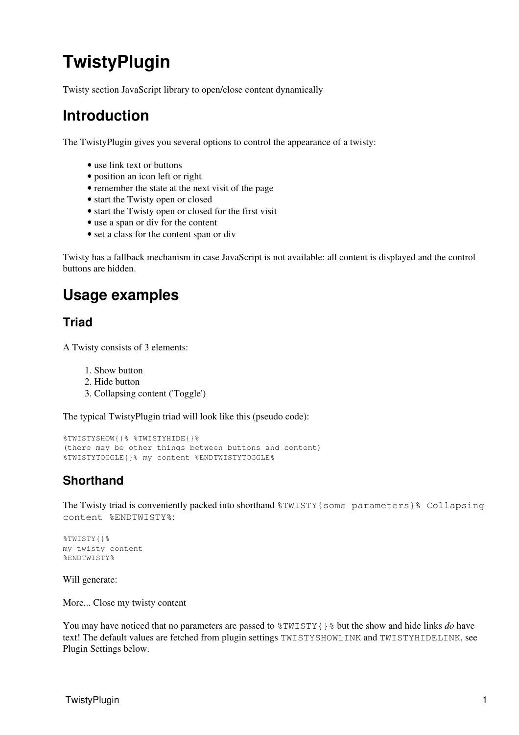# TwistyPlugin

Twisty section JavaScript library to open/close content dynamically

## Introduction

The TwistyPlugin gives you several options to control the appearance of a twisty:

- use link text or buttons
- position an icon left or right
- remember the state at the next visit of the page
- start the Twisty open or closed
- start the Twisty open or closed for the first visit
- use a span or div for the content
- set a class for the content span or div

Twisty has a fallback mechanism in case JavaScript is not available: all content is displayed and the control buttons are hidden.

## Usage examples

### Triad

A Twisty consists of 3 elements:

1. Show button
2. Hide button
3. Collapsing content ('Toggle')

The typical TwistyPlugin triad will look like this (pseudo code):

```
%TWISTYSHOW{}% %TWISTYHIDE{}%
(there may be other things between buttons and content)
%TWISTYTOGGLE{}% my content %ENDTWISTYTOGGLE%
```

### Shorthand

The Twisty triad is conveniently packed into shorthand `%TWISTY{some parameters}% Collapsing content %ENDTWISTY%`:

```
%TWISTY{}%
my twisty content
%ENDTWISTY%
```

Will generate:

More... Close my twisty content

You may have noticed that no parameters are passed to `%TWISTY{}%` but the show and hide links *do* have text! The default values are fetched from plugin settings `TWISTYSHOWLINK` and `TWISTYHIDELINK`, see Plugin Settings below.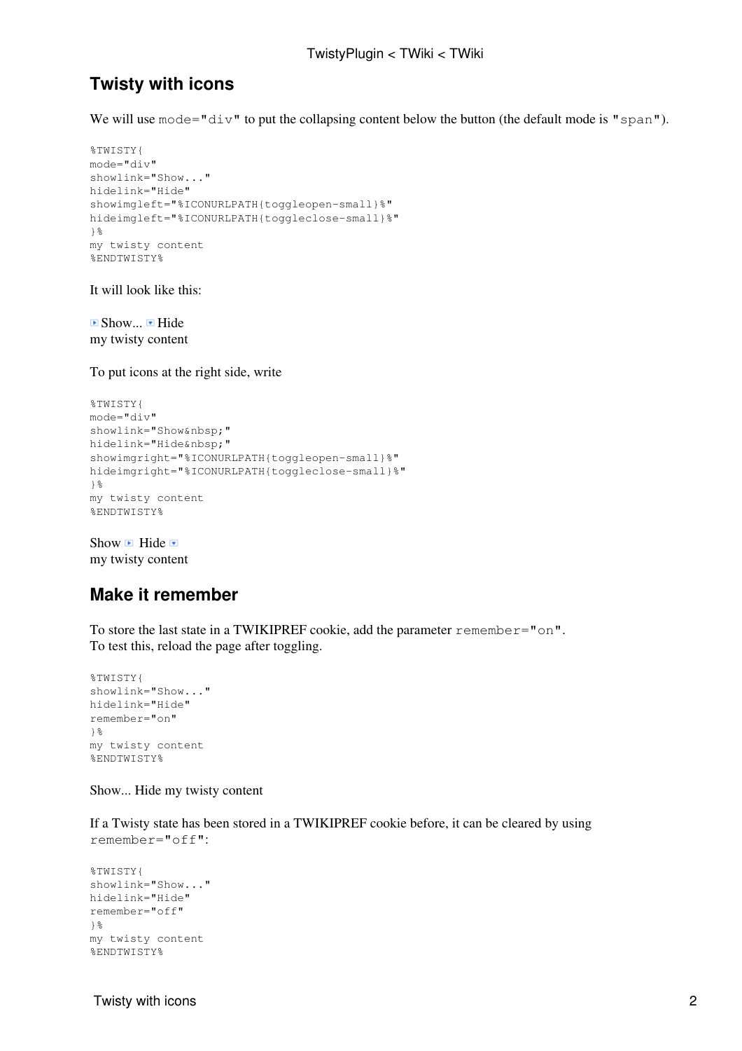## Twisty with icons

We will use `mode="div"` to put the collapsing content below the button (the default mode is `"span"`).

```
%TWISTY{
mode="div"
showlink="Show..."
hidelink="Hide"
showimgleft="%ICONURLPATH{toggleopen-small}%"
hideimgleft="%ICONURLPATH{toggleclose-small}%"
}%
my twisty content
%ENDTWISTY%
```

It will look like this:

Show... Hide
my twisty content

To put icons at the right side, write

```
%TWISTY{
mode="div"
showlink="Show&nbsp;"
hidelink="Hide&nbsp;"
showimgright="%ICONURLPATH{toggleopen-small}%"
hideimgright="%ICONURLPATH{toggleclose-small}%"
}%
my twisty content
%ENDTWISTY%
```

Show  Hide
my twisty content

## Make it remember

To store the last state in a TWIKIPREF cookie, add the parameter `remember="on"`.
To test this, reload the page after toggling.

```
%TWISTY{
showlink="Show..."
hidelink="Hide"
remember="on"
}%
my twisty content
%ENDTWISTY%
```

Show... Hide my twisty content

If a Twisty state has been stored in a TWIKIPREF cookie before, it can be cleared by using `remember="off"`:

```
%TWISTY{
showlink="Show..."
hidelink="Hide"
remember="off"
}%
my twisty content
%ENDTWISTY%
```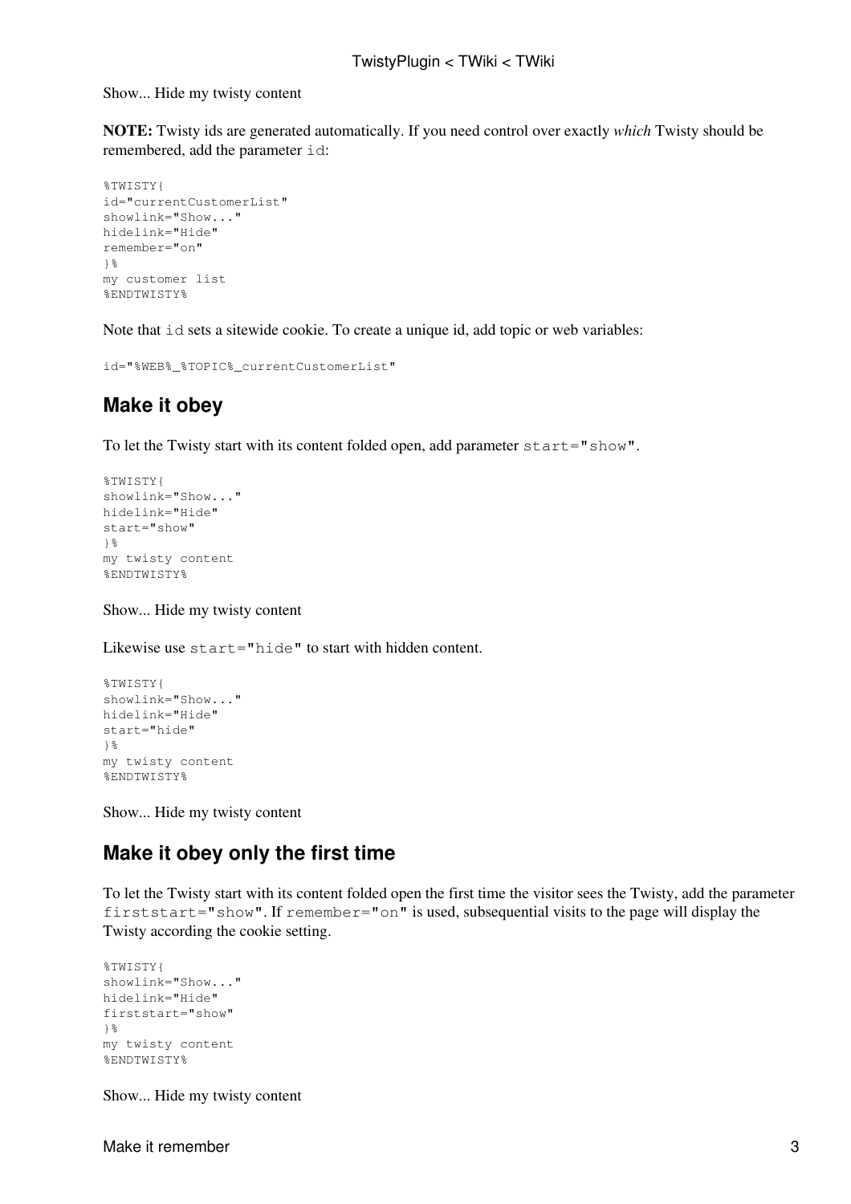Show... Hide my twisty content

**NOTE:** Twisty ids are generated automatically. If you need control over exactly *which* Twisty should be remembered, add the parameter `id`:

```
%TWISTY{
id="currentCustomerList"
showlink="Show..."
hidelink="Hide"
remember="on"
}%
my customer list
%ENDTWISTY%
```

Note that `id` sets a sitewide cookie. To create a unique id, add topic or web variables:

```
id="%WEB%_%TOPIC%_currentCustomerList"
```

## Make it obey

To let the Twisty start with its content folded open, add parameter `start="show"`.

```
%TWISTY{
showlink="Show..."
hidelink="Hide"
start="show"
}%
my twisty content
%ENDTWISTY%
```

Show... Hide my twisty content

Likewise use `start="hide"` to start with hidden content.

```
%TWISTY{
showlink="Show..."
hidelink="Hide"
start="hide"
}%
my twisty content
%ENDTWISTY%
```

Show... Hide my twisty content

## Make it obey only the first time

To let the Twisty start with its content folded open the first time the visitor sees the Twisty, add the parameter `firststart="show"`. If `remember="on"` is used, subsequential visits to the page will display the Twisty according the cookie setting.

```
%TWISTY{
showlink="Show..."
hidelink="Hide"
firststart="show"
}%
my twisty content
%ENDTWISTY%
```

Show... Hide my twisty content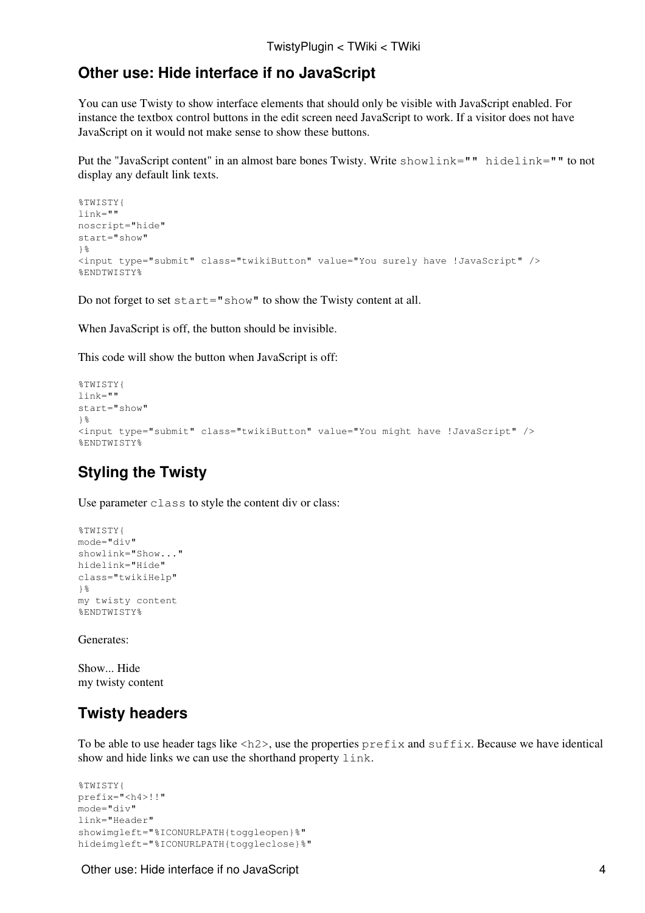## Other use: Hide interface if no JavaScript

You can use Twisty to show interface elements that should only be visible with JavaScript enabled. For instance the textbox control buttons in the edit screen need JavaScript to work. If a visitor does not have JavaScript on it would not make sense to show these buttons.

Put the "JavaScript content" in an almost bare bones Twisty. Write `showlink="" hidelink=""` to not display any default link texts.

```
%TWISTY{
link=""
noscript="hide"
start="show"
}%
<input type="submit" class="twikiButton" value="You surely have !JavaScript" />
%ENDTWISTY%
```

Do not forget to set `start="show"` to show the Twisty content at all.

When JavaScript is off, the button should be invisible.

This code will show the button when JavaScript is off:

```
%TWISTY{
link=""
start="show"
}%
<input type="submit" class="twikiButton" value="You might have !JavaScript" />
%ENDTWISTY%
```

## Styling the Twisty

Use parameter `class` to style the content div or class:

```
%TWISTY{
mode="div"
showlink="Show..."
hidelink="Hide"
class="twikiHelp"
}%
my twisty content
%ENDTWISTY%
```

Generates:

Show... Hide
my twisty content

## Twisty headers

To be able to use header tags like `<h2>`, use the properties `prefix` and `suffix`. Because we have identical show and hide links we can use the shorthand property `link`.

```
%TWISTY{
prefix="<h4>!!"
mode="div"
link="Header"
showimgleft="%ICONURLPATH{toggleopen}%"
hideimgleft="%ICONURLPATH{toggleclose}%"
```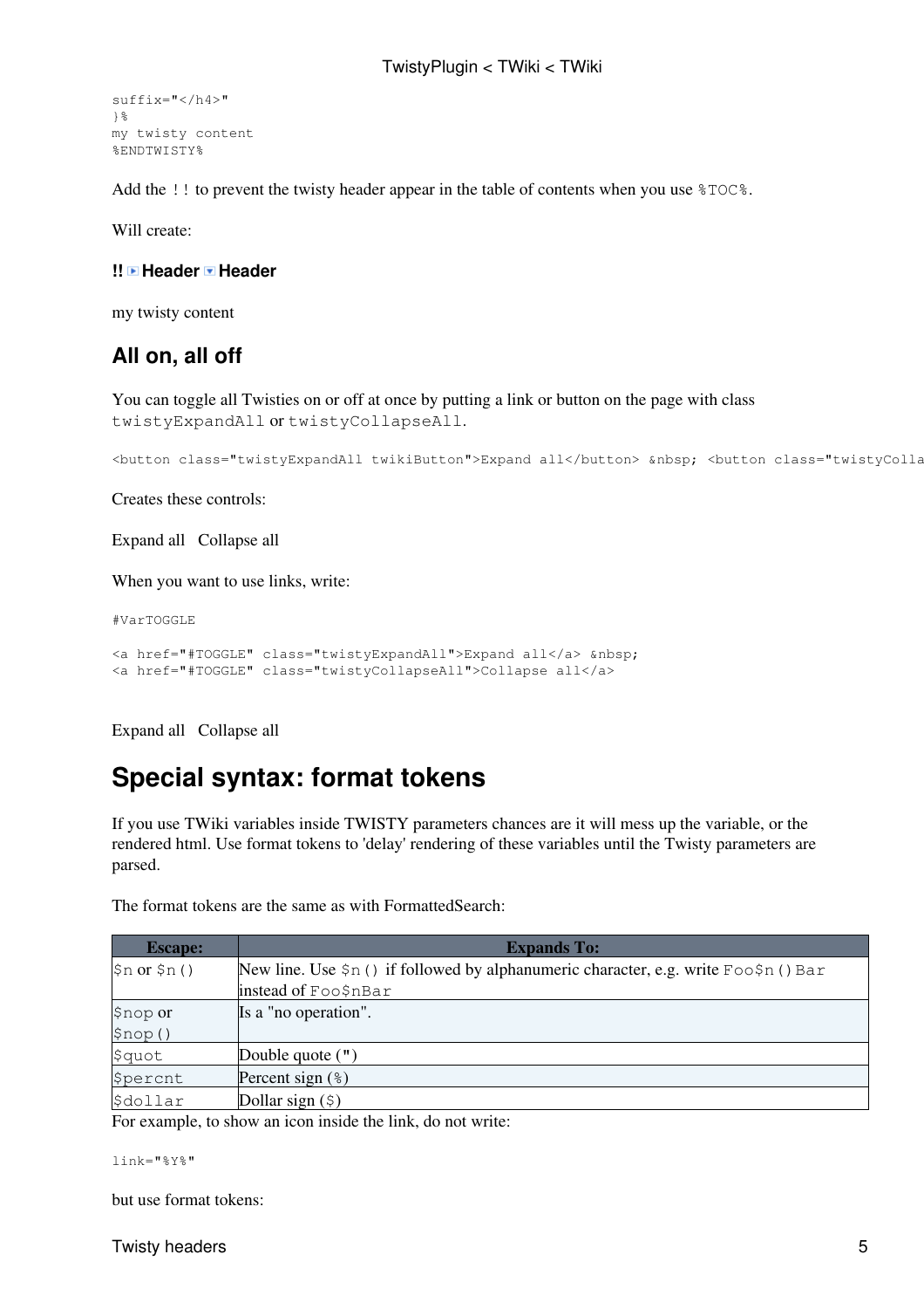```
suffix="</h4>"
}%
my twisty content
%ENDTWISTY%
```

Add the `!!` to prevent the twisty header appear in the table of contents when you use `%TOC%`.

Will create:

#### !! Header Header

my twisty content

## All on, all off

You can toggle all Twisties on or off at once by putting a link or button on the page with class `twistyExpandAll` or `twistyCollapseAll`.

```
<button class="twistyExpandAll twikiButton">Expand all</button> &nbsp; <button class="twistyColla
```

Creates these controls:

Expand all   Collapse all

When you want to use links, write:

```
#VarTOGGLE

<a href="#TOGGLE" class="twistyExpandAll">Expand all</a> &nbsp;
<a href="#TOGGLE" class="twistyCollapseAll">Collapse all</a>
```

Expand all   Collapse all

# Special syntax: format tokens

If you use TWiki variables inside TWISTY parameters chances are it will mess up the variable, or the rendered html. Use format tokens to 'delay' rendering of these variables until the Twisty parameters are parsed.

The format tokens are the same as with FormattedSearch:

| Escape: | Expands To: |
|---|---|
| `$n` or `$n()` | New line. Use `$n()` if followed by alphanumeric character, e.g. write `Foo$n()Bar` instead of `Foo$nBar` |
| `$nop` or `$nop()` | Is a "no operation". |
| `$quot` | Double quote (`"`) |
| `$percnt` | Percent sign (`%`) |
| `$dollar` | Dollar sign (`$`) |

For example, to show an icon inside the link, do not write:

```
link="%Y%"
```

but use format tokens: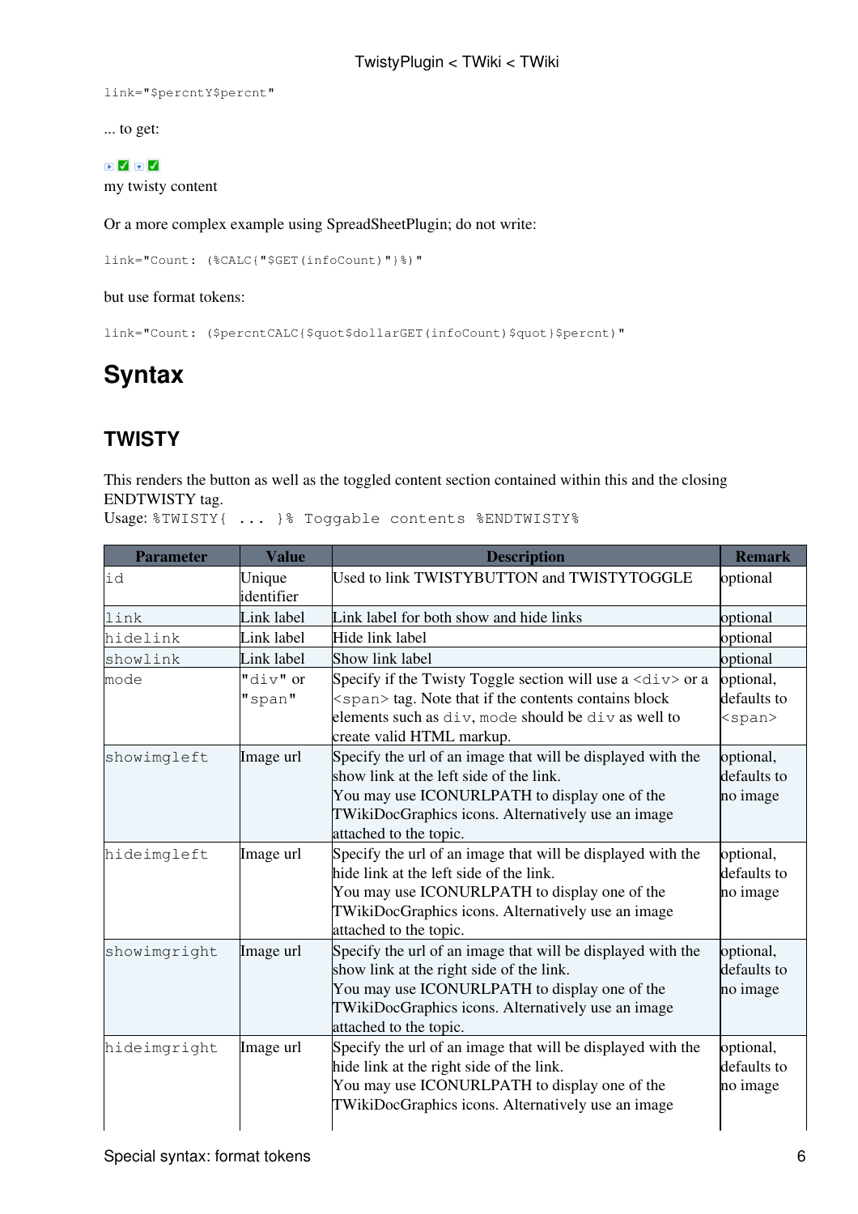```
link="$percntY$percnt"
```

... to get:

my twisty content

Or a more complex example using SpreadSheetPlugin; do not write:

```
link="Count: (%CALC{"$GET(infoCount)"}%)"
```

but use format tokens:

```
link="Count: ($percntCALC{$quot$dollarGET(infoCount)$quot}$percnt)"
```

# Syntax

## TWISTY

This renders the button as well as the toggled content section contained within this and the closing ENDTWISTY tag.
Usage: `%TWISTY{ ... }% Toggable contents %ENDTWISTY%`

| Parameter | Value | Description | Remark |
|---|---|---|---|
| `id` | Unique identifier | Used to link TWISTYBUTTON and TWISTYTOGGLE | optional |
| `link` | Link label | Link label for both show and hide links | optional |
| `hidelink` | Link label | Hide link label | optional |
| `showlink` | Link label | Show link label | optional |
| `mode` | `"div"` or `"span"` | Specify if the Twisty Toggle section will use a `<div>` or a `<span>` tag. Note that if the contents contains block elements such as `div`, `mode` should be `div` as well to create valid HTML markup. | optional, defaults to `<span>` |
| `showimgleft` | Image url | Specify the url of an image that will be displayed with the show link at the left side of the link.<br>You may use ICONURLPATH to display one of the TWikiDocGraphics icons. Alternatively use an image attached to the topic. | optional, defaults to no image |
| `hideimgleft` | Image url | Specify the url of an image that will be displayed with the hide link at the left side of the link.<br>You may use ICONURLPATH to display one of the TWikiDocGraphics icons. Alternatively use an image attached to the topic. | optional, defaults to no image |
| `showimgright` | Image url | Specify the url of an image that will be displayed with the show link at the right side of the link.<br>You may use ICONURLPATH to display one of the TWikiDocGraphics icons. Alternatively use an image attached to the topic. | optional, defaults to no image |
| `hideimgright` | Image url | Specify the url of an image that will be displayed with the hide link at the right side of the link.<br>You may use ICONURLPATH to display one of the TWikiDocGraphics icons. Alternatively use an image | optional, defaults to no image |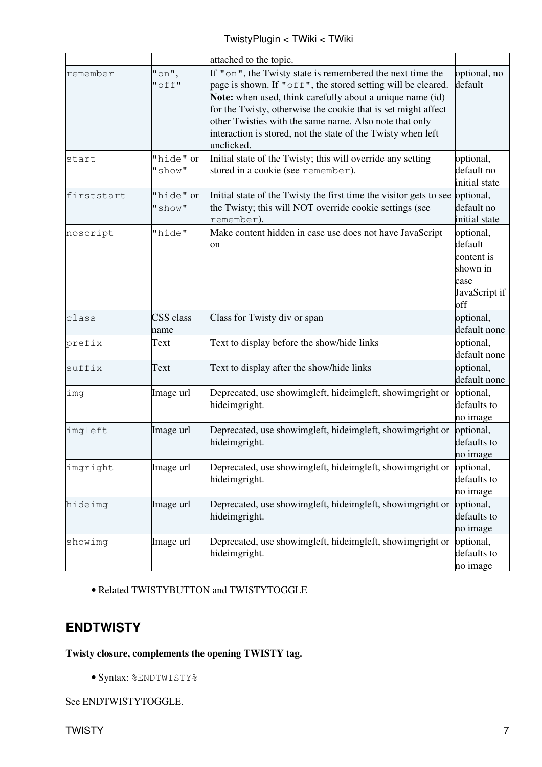| | | attached to the topic. | |
|---|---|---|---|
| `remember` | `"on"`, `"off"` | If `"on"`, the Twisty state is remembered the next time the page is shown. If `"off"`, the stored setting will be cleared. **Note:** when used, think carefully about a unique name (id) for the Twisty, otherwise the cookie that is set might affect other Twisties with the same name. Also note that only interaction is stored, not the state of the Twisty when left unclicked. | optional, no default |
| `start` | `"hide"` or `"show"` | Initial state of the Twisty; this will override any setting stored in a cookie (see `remember`). | optional, default no initial state |
| `firststart` | `"hide"` or `"show"` | Initial state of the Twisty the first time the visitor gets to see the Twisty; this will NOT override cookie settings (see `remember`). | optional, default no initial state |
| `noscript` | `"hide"` | Make content hidden in case use does not have JavaScript on | optional, default content is shown in case JavaScript if off |
| `class` | CSS class name | Class for Twisty div or span | optional, default none |
| `prefix` | Text | Text to display before the show/hide links | optional, default none |
| `suffix` | Text | Text to display after the show/hide links | optional, default none |
| `img` | Image url | Deprecated, use showimgleft, hideimgleft, showimgright or hideimgright. | optional, defaults to no image |
| `imgleft` | Image url | Deprecated, use showimgleft, hideimgleft, showimgright or hideimgright. | optional, defaults to no image |
| `imgright` | Image url | Deprecated, use showimgleft, hideimgleft, showimgright or hideimgright. | optional, defaults to no image |
| `hideimg` | Image url | Deprecated, use showimgleft, hideimgleft, showimgright or hideimgright. | optional, defaults to no image |
| `showimg` | Image url | Deprecated, use showimgleft, hideimgleft, showimgright or hideimgright. | optional, defaults to no image |

- Related TWISTYBUTTON and TWISTYTOGGLE

## ENDTWISTY

**Twisty closure, complements the opening TWISTY tag.**

- Syntax: `%ENDTWISTY%`

See ENDTWISTYTOGGLE.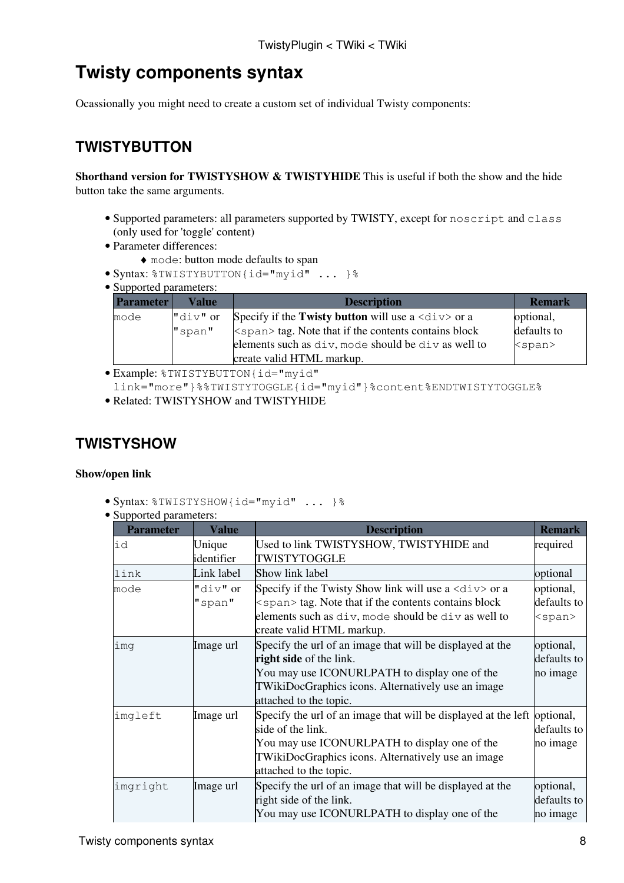# Twisty components syntax

Ocassionally you might need to create a custom set of individual Twisty components:

## TWISTYBUTTON

**Shorthand version for TWISTYSHOW & TWISTYHIDE** This is useful if both the show and the hide button take the same arguments.

- Supported parameters: all parameters supported by TWISTY, except for `noscript` and `class` (only used for 'toggle' content)
- Parameter differences:
    - `mode`: button mode defaults to span
- Syntax: `%TWISTYBUTTON{id="myid" ... }%`
- Supported parameters:

| Parameter | Value | Description | Remark |
|---|---|---|---|
| `mode` | `"div"` or `"span"` | Specify if the **Twisty button** will use a `<div>` or a `<span>` tag. Note that if the contents contains block elements such as `div`, `mode` should be `div` as well to create valid HTML markup. | optional, defaults to `<span>` |

- Example: `%TWISTYBUTTON{id="myid" link="more"}%%TWISTYTOGGLE{id="myid"}%content%ENDTWISTYTOGGLE%`
- Related: TWISTYSHOW and TWISTYHIDE

## TWISTYSHOW

**Show/open link**

- Syntax: `%TWISTYSHOW{id="myid" ... }%`
- Supported parameters:

| Parameter | Value | Description | Remark |
|---|---|---|---|
| `id` | Unique identifier | Used to link TWISTYSHOW, TWISTYHIDE and TWISTYTOGGLE | required |
| `link` | Link label | Show link label | optional |
| `mode` | `"div"` or `"span"` | Specify if the Twisty Show link will use a `<div>` or a `<span>` tag. Note that if the contents contains block elements such as `div`, `mode` should be `div` as well to create valid HTML markup. | optional, defaults to `<span>` |
| `img` | Image url | Specify the url of an image that will be displayed at the **right side** of the link.<br>You may use ICONURLPATH to display one of the TWikiDocGraphics icons. Alternatively use an image attached to the topic. | optional, defaults to no image |
| `imgleft` | Image url | Specify the url of an image that will be displayed at the left side of the link.<br>You may use ICONURLPATH to display one of the TWikiDocGraphics icons. Alternatively use an image attached to the topic. | optional, defaults to no image |
| `imgright` | Image url | Specify the url of an image that will be displayed at the right side of the link.<br>You may use ICONURLPATH to display one of the | optional, defaults to no image |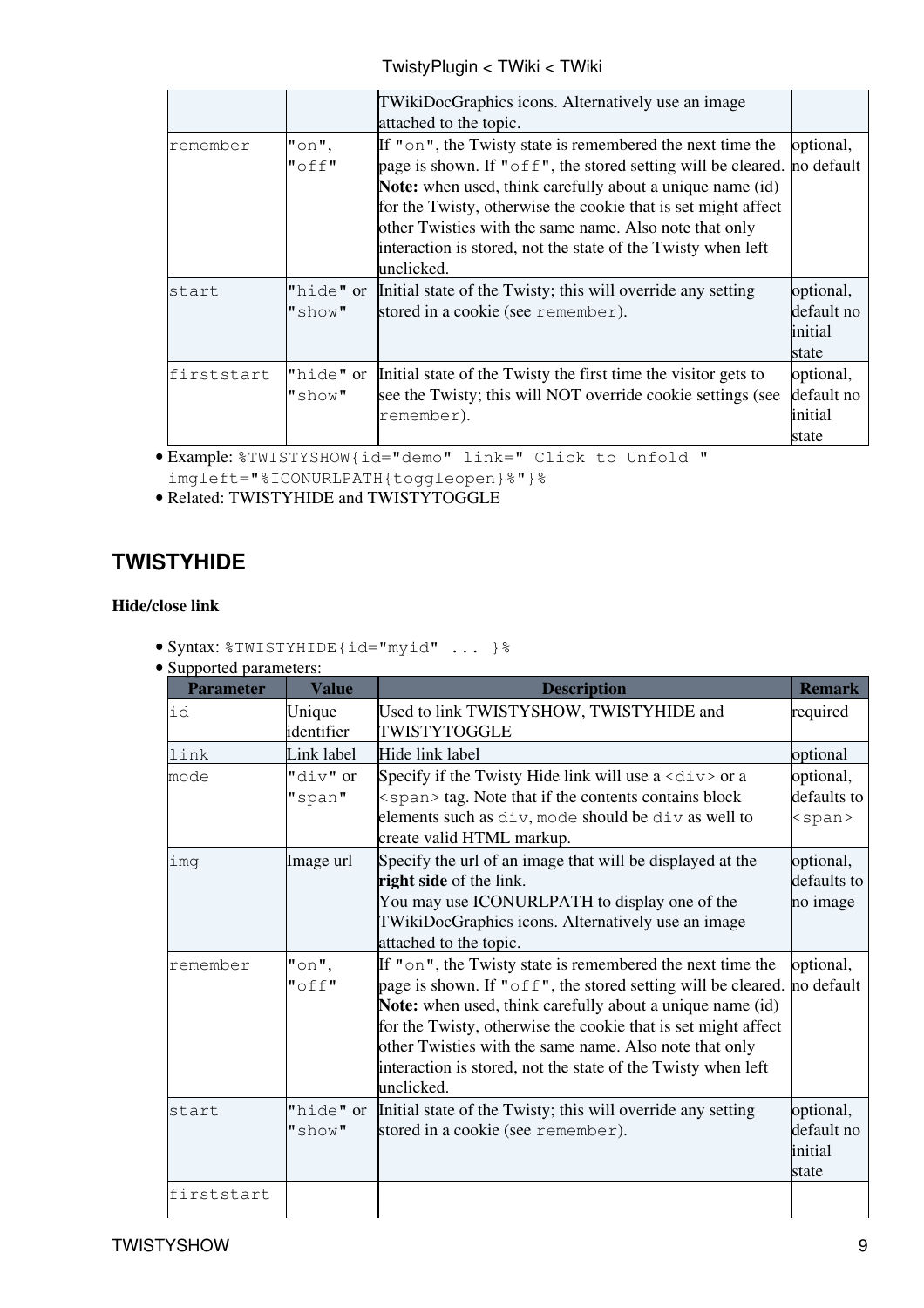| | | TWikiDocGraphics icons. Alternatively use an image attached to the topic. | |
|---|---|---|---|
| remember | "on", "off" | If "on", the Twisty state is remembered the next time the page is shown. If "off", the stored setting will be cleared. **Note:** when used, think carefully about a unique name (id) for the Twisty, otherwise the cookie that is set might affect other Twisties with the same name. Also note that only interaction is stored, not the state of the Twisty when left unclicked. | optional, no default |
| start | "hide" or "show" | Initial state of the Twisty; this will override any setting stored in a cookie (see remember). | optional, default no initial state |
| firststart | "hide" or "show" | Initial state of the Twisty the first time the visitor gets to see the Twisty; this will NOT override cookie settings (see remember). | optional, default no initial state |

- Example: `%TWISTYSHOW{id="demo" link=" Click to Unfold " imgleft="%ICONURLPATH{toggleopen}%"}%`
- Related: TWISTYHIDE and TWISTYTOGGLE

## TWISTYHIDE

**Hide/close link**

- Syntax: `%TWISTYHIDE{id="myid" ... }%`
- Supported parameters:

| Parameter | Value | Description | Remark |
|---|---|---|---|
| id | Unique identifier | Used to link TWISTYSHOW, TWISTYHIDE and TWISTYTOGGLE | required |
| link | Link label | Hide link label | optional |
| mode | "div" or "span" | Specify if the Twisty Hide link will use a `<div>` or a `<span>` tag. Note that if the contents contains block elements such as div, mode should be div as well to create valid HTML markup. | optional, defaults to `<span>` |
| img | Image url | Specify the url of an image that will be displayed at the **right side** of the link.<br>You may use ICONURLPATH to display one of the TWikiDocGraphics icons. Alternatively use an image attached to the topic. | optional, defaults to no image |
| remember | "on", "off" | If "on", the Twisty state is remembered the next time the page is shown. If "off", the stored setting will be cleared. **Note:** when used, think carefully about a unique name (id) for the Twisty, otherwise the cookie that is set might affect other Twisties with the same name. Also note that only interaction is stored, not the state of the Twisty when left unclicked. | optional, no default |
| start | "hide" or "show" | Initial state of the Twisty; this will override any setting stored in a cookie (see remember). | optional, default no initial state |
| firststart | | | |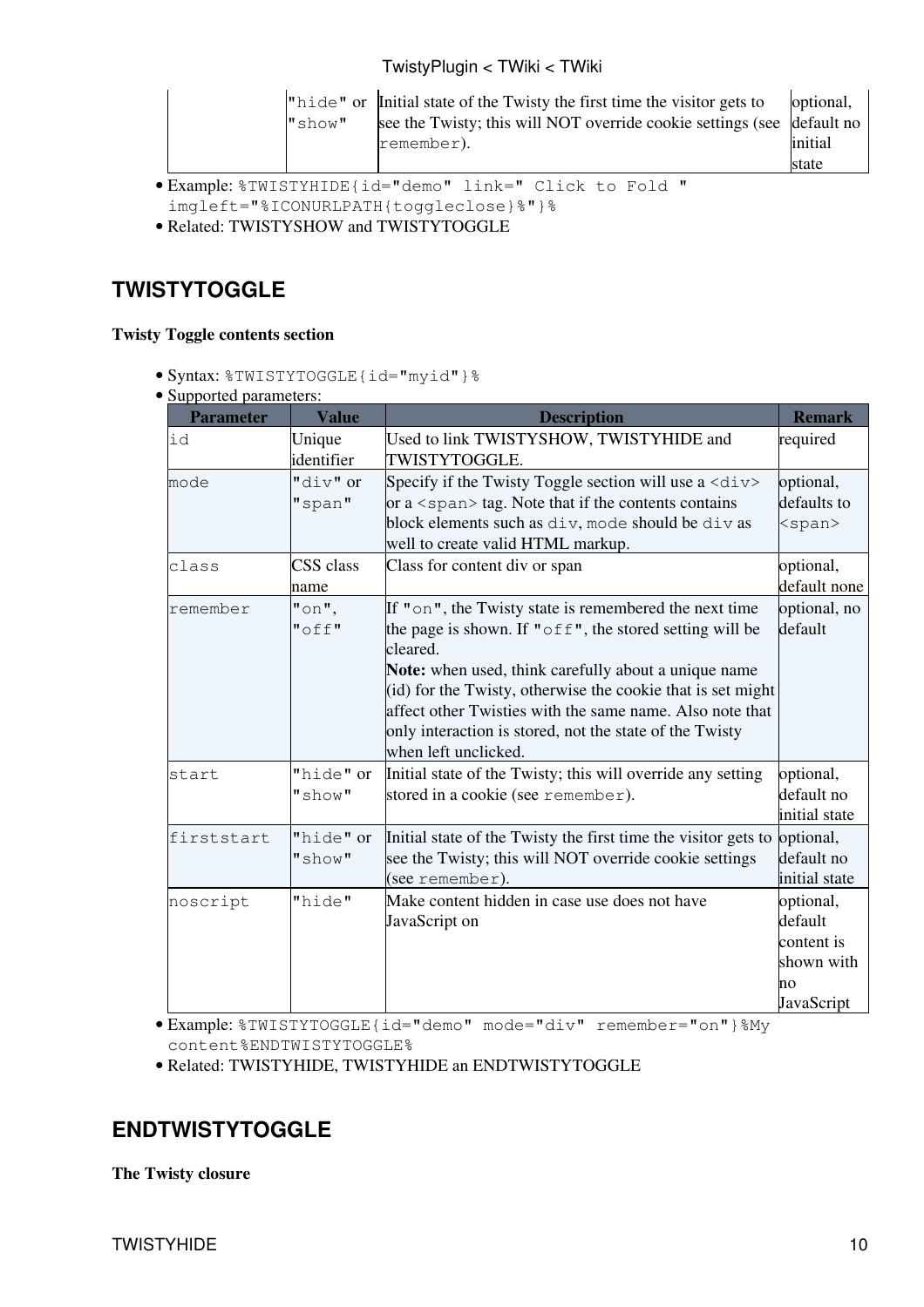| | | | |
|---|---|---|---|
| | "hide" or "show" | Initial state of the Twisty the first time the visitor gets to see the Twisty; this will NOT override cookie settings (see `remember`). | optional, default no initial state |

- Example: `%TWISTYHIDE{id="demo" link=" Click to Fold " imgleft="%ICONURLPATH{toggleclose}%"}%`
- Related: TWISTYSHOW and TWISTYTOGGLE

## TWISTYTOGGLE

**Twisty Toggle contents section**

- Syntax: `%TWISTYTOGGLE{id="myid"}%`
- Supported parameters:

| Parameter | Value | Description | Remark |
|---|---|---|---|
| `id` | Unique identifier | Used to link TWISTYSHOW, TWISTYHIDE and TWISTYTOGGLE. | required |
| `mode` | "div" or "span" | Specify if the Twisty Toggle section will use a `<div>` or a `<span>` tag. Note that if the contents contains block elements such as `div`, `mode` should be `div` as well to create valid HTML markup. | optional, defaults to `<span>` |
| `class` | CSS class name | Class for content div or span | optional, default none |
| `remember` | "on", "off" | If "on", the Twisty state is remembered the next time the page is shown. If "off", the stored setting will be cleared.<br>**Note:** when used, think carefully about a unique name (id) for the Twisty, otherwise the cookie that is set might affect other Twisties with the same name. Also note that only interaction is stored, not the state of the Twisty when left unclicked. | optional, no default |
| `start` | "hide" or "show" | Initial state of the Twisty; this will override any setting stored in a cookie (see `remember`). | optional, default no initial state |
| `firststart` | "hide" or "show" | Initial state of the Twisty the first time the visitor gets to see the Twisty; this will NOT override cookie settings (see `remember`). | optional, default no initial state |
| `noscript` | "hide" | Make content hidden in case use does not have JavaScript on | optional, default content is shown with no JavaScript |

- Example: `%TWISTYTOGGLE{id="demo" mode="div" remember="on"}%My content%ENDTWISTYTOGGLE%`
- Related: TWISTYHIDE, TWISTYHIDE an ENDTWISTYTOGGLE

## ENDTWISTYTOGGLE

**The Twisty closure**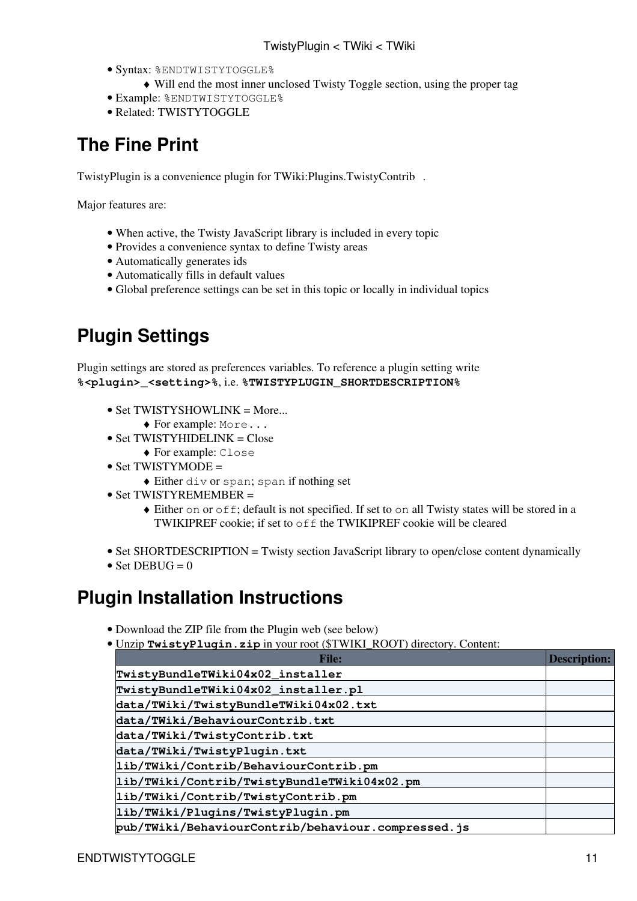- Syntax: `%ENDTWISTYTOGGLE%`
  - Will end the most inner unclosed Twisty Toggle section, using the proper tag
- Example: `%ENDTWISTYTOGGLE%`
- Related: TWISTYTOGGLE

## The Fine Print

TwistyPlugin is a convenience plugin for TWiki:Plugins.TwistyContrib .

Major features are:

- When active, the Twisty JavaScript library is included in every topic
- Provides a convenience syntax to define Twisty areas
- Automatically generates ids
- Automatically fills in default values
- Global preference settings can be set in this topic or locally in individual topics

## Plugin Settings

Plugin settings are stored as preferences variables. To reference a plugin setting write **`%<plugin>_<setting>%`**, i.e. **`%TWISTYPLUGIN_SHORTDESCRIPTION%`**

- Set TWISTYSHOWLINK = More...
  - For example: `More...`
- Set TWISTYHIDELINK = Close
  - For example: `Close`
- Set TWISTYMODE =
  - Either `div` or `span`; `span` if nothing set
- Set TWISTYREMEMBER =
  - Either `on` or `off`; default is not specified. If set to `on` all Twisty states will be stored in a TWIKIPREF cookie; if set to `off` the TWIKIPREF cookie will be cleared

- Set SHORTDESCRIPTION = Twisty section JavaScript library to open/close content dynamically
- Set DEBUG = 0

## Plugin Installation Instructions

- Download the ZIP file from the Plugin web (see below)
- Unzip **`TwistyPlugin.zip`** in your root ($TWIKI_ROOT) directory. Content:

| File: | Description: |
|---|---|
| **`TwistyBundleTWiki04x02_installer`** | |
| **`TwistyBundleTWiki04x02_installer.pl`** | |
| **`data/TWiki/TwistyBundleTWiki04x02.txt`** | |
| **`data/TWiki/BehaviourContrib.txt`** | |
| **`data/TWiki/TwistyContrib.txt`** | |
| **`data/TWiki/TwistyPlugin.txt`** | |
| **`lib/TWiki/Contrib/BehaviourContrib.pm`** | |
| **`lib/TWiki/Contrib/TwistyBundleTWiki04x02.pm`** | |
| **`lib/TWiki/Contrib/TwistyContrib.pm`** | |
| **`lib/TWiki/Plugins/TwistyPlugin.pm`** | |
| **`pub/TWiki/BehaviourContrib/behaviour.compressed.js`** | |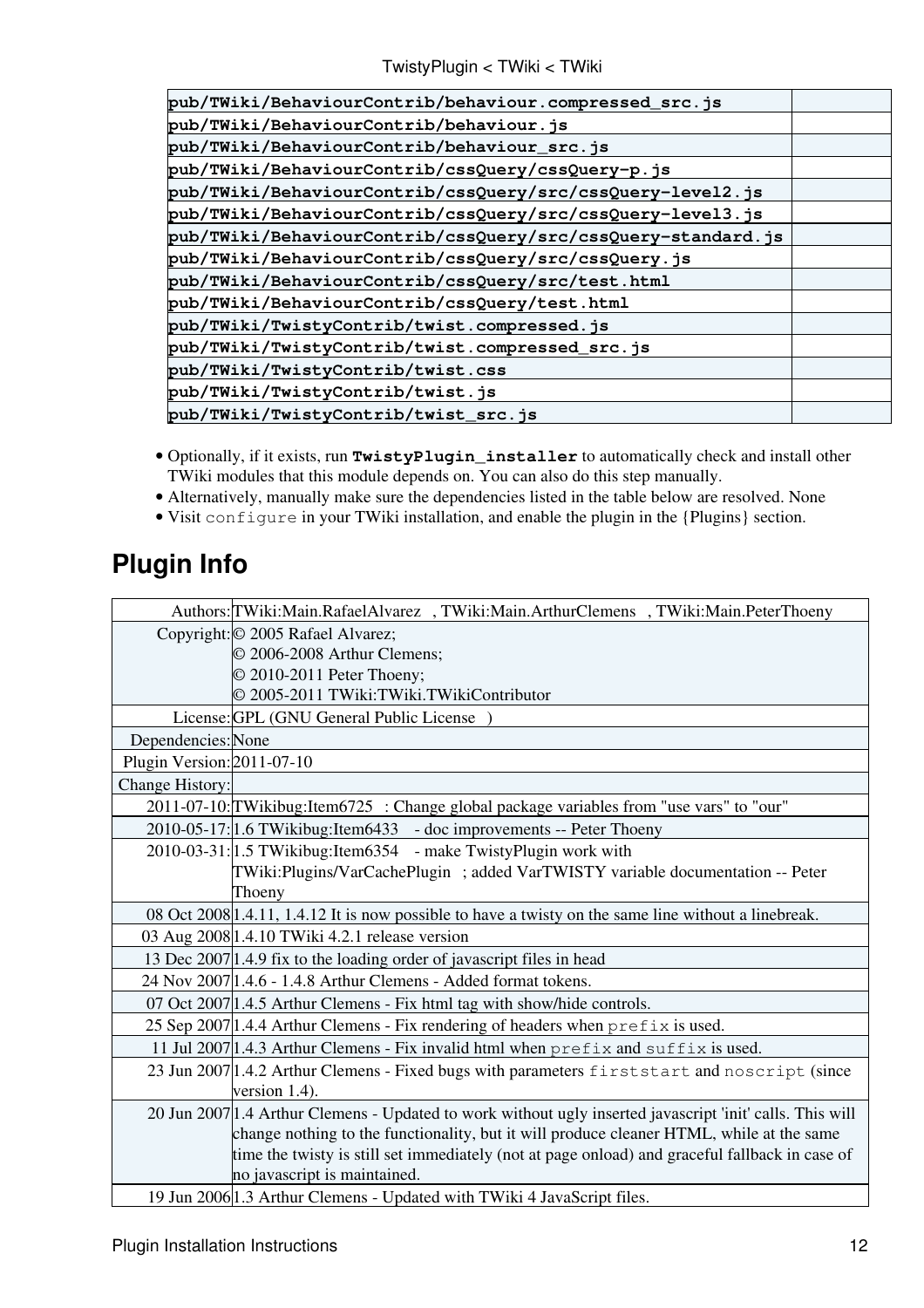| | |
|---|---|
| **pub/TWiki/BehaviourContrib/behaviour.compressed_src.js** | |
| **pub/TWiki/BehaviourContrib/behaviour.js** | |
| **pub/TWiki/BehaviourContrib/behaviour_src.js** | |
| **pub/TWiki/BehaviourContrib/cssQuery/cssQuery-p.js** | |
| **pub/TWiki/BehaviourContrib/cssQuery/src/cssQuery-level2.js** | |
| **pub/TWiki/BehaviourContrib/cssQuery/src/cssQuery-level3.js** | |
| **pub/TWiki/BehaviourContrib/cssQuery/src/cssQuery-standard.js** | |
| **pub/TWiki/BehaviourContrib/cssQuery/src/cssQuery.js** | |
| **pub/TWiki/BehaviourContrib/cssQuery/src/test.html** | |
| **pub/TWiki/BehaviourContrib/cssQuery/test.html** | |
| **pub/TWiki/TwistyContrib/twist.compressed.js** | |
| **pub/TWiki/TwistyContrib/twist.compressed_src.js** | |
| **pub/TWiki/TwistyContrib/twist.css** | |
| **pub/TWiki/TwistyContrib/twist.js** | |
| **pub/TWiki/TwistyContrib/twist_src.js** | |

- Optionally, if it exists, run **`TwistyPlugin_installer`** to automatically check and install other TWiki modules that this module depends on. You can also do this step manually.
- Alternatively, manually make sure the dependencies listed in the table below are resolved. None
- Visit `configure` in your TWiki installation, and enable the plugin in the {Plugins} section.

## Plugin Info

| | |
|---|---|
| Authors: | TWiki:Main.RafaelAlvarez , TWiki:Main.ArthurClemens , TWiki:Main.PeterThoeny |
| Copyright: | © 2005 Rafael Alvarez;<br>© 2006-2008 Arthur Clemens;<br>© 2010-2011 Peter Thoeny;<br>© 2005-2011 TWiki:TWiki.TWikiContributor |
| License: | GPL (GNU General Public License ) |
| Dependencies: | None |
| Plugin Version: | 2011-07-10 |
| Change History: | |
| 2011-07-10: | TWikibug:Item6725 : Change global package variables from "use vars" to "our" |
| 2010-05-17: | 1.6 TWikibug:Item6433 - doc improvements -- Peter Thoeny |
| 2010-03-31: | 1.5 TWikibug:Item6354 - make TwistyPlugin work with TWiki:Plugins/VarCachePlugin ; added VarTWISTY variable documentation -- Peter Thoeny |
| 08 Oct 2008 | 1.4.11, 1.4.12 It is now possible to have a twisty on the same line without a linebreak. |
| 03 Aug 2008 | 1.4.10 TWiki 4.2.1 release version |
| 13 Dec 2007 | 1.4.9 fix to the loading order of javascript files in head |
| 24 Nov 2007 | 1.4.6 - 1.4.8 Arthur Clemens - Added format tokens. |
| 07 Oct 2007 | 1.4.5 Arthur Clemens - Fix html tag with show/hide controls. |
| 25 Sep 2007 | 1.4.4 Arthur Clemens - Fix rendering of headers when `prefix` is used. |
| 11 Jul 2007 | 1.4.3 Arthur Clemens - Fix invalid html when `prefix` and `suffix` is used. |
| 23 Jun 2007 | 1.4.2 Arthur Clemens - Fixed bugs with parameters `firststart` and `noscript` (since version 1.4). |
| 20 Jun 2007 | 1.4 Arthur Clemens - Updated to work without ugly inserted javascript 'init' calls. This will change nothing to the functionality, but it will produce cleaner HTML, while at the same time the twisty is still set immediately (not at page onload) and graceful fallback in case of no javascript is maintained. |
| 19 Jun 2006 | 1.3 Arthur Clemens - Updated with TWiki 4 JavaScript files. |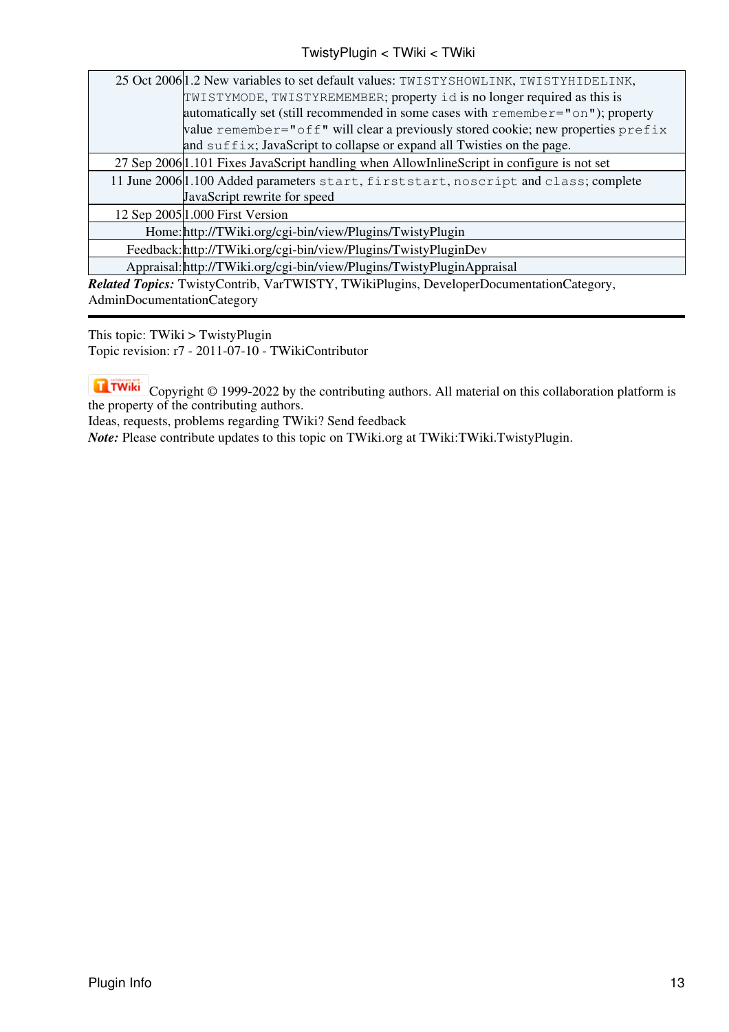| | |
|---|---|
| 25 Oct 2006 | 1.2 New variables to set default values: `TWISTYSHOWLINK`, `TWISTYHIDELINK`, `TWISTYMODE`, `TWISTYREMEMBER`; property `id` is no longer required as this is automatically set (still recommended in some cases with `remember="on"`); property value `remember="off"` will clear a previously stored cookie; new properties `prefix` and `suffix`; JavaScript to collapse or expand all Twisties on the page. |
| 27 Sep 2006 | 1.101 Fixes JavaScript handling when AllowInlineScript in configure is not set |
| 11 June 2006 | 1.100 Added parameters `start`, `firststart`, `noscript` and `class`; complete JavaScript rewrite for speed |
| 12 Sep 2005 | 1.000 First Version |
| Home: | http://TWiki.org/cgi-bin/view/Plugins/TwistyPlugin |
| Feedback: | http://TWiki.org/cgi-bin/view/Plugins/TwistyPluginDev |
| Appraisal: | http://TWiki.org/cgi-bin/view/Plugins/TwistyPluginAppraisal |

***Related Topics:*** TwistyContrib, VarTWISTY, TWikiPlugins, DeveloperDocumentationCategory, AdminDocumentationCategory

---

This topic: TWiki > TwistyPlugin
Topic revision: r7 - 2011-07-10 - TWikiContributor

Copyright © 1999-2022 by the contributing authors. All material on this collaboration platform is the property of the contributing authors.
Ideas, requests, problems regarding TWiki? Send feedback
***Note:*** Please contribute updates to this topic on TWiki.org at TWiki:TWiki.TwistyPlugin.